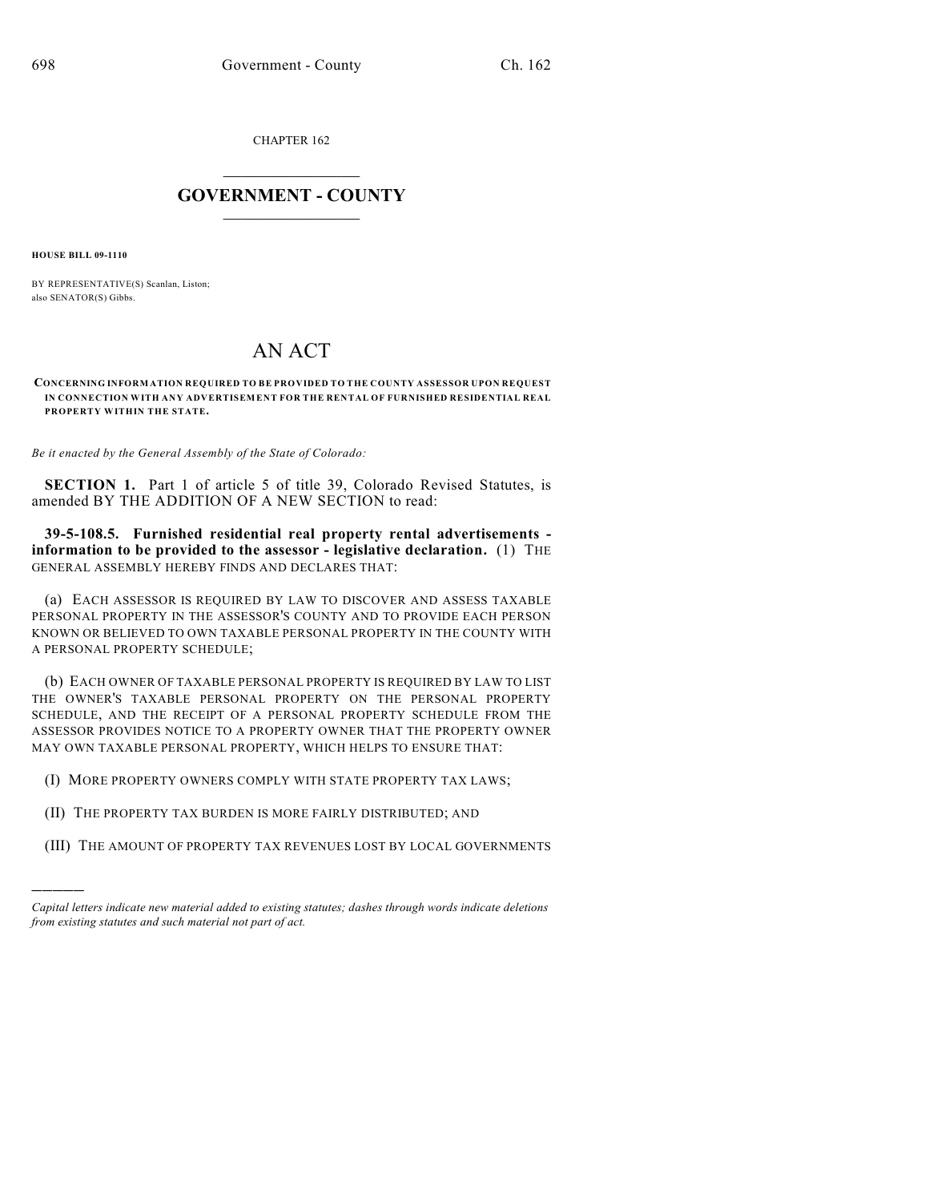CHAPTER 162

# GOVERNMENT - COUNTY

**HOUSE BILL 09-1110**

BY REPRESENTATIVE(S) Scanlan, Liston;
also SENATOR(S) Gibbs.

# AN ACT

**CONCERNING INFORMATION REQUIRED TO BE PROVIDED TO THE COUNTY ASSESSOR UPON REQUEST IN CONNECTION WITH ANY ADVERTISEMENT FOR THE RENTAL OF FURNISHED RESIDENTIAL REAL PROPERTY WITHIN THE STATE.**

*Be it enacted by the General Assembly of the State of Colorado:*

**SECTION 1.** Part 1 of article 5 of title 39, Colorado Revised Statutes, is amended BY THE ADDITION OF A NEW SECTION to read:

**39-5-108.5. Furnished residential real property rental advertisements - information to be provided to the assessor - legislative declaration.** (1) THE GENERAL ASSEMBLY HEREBY FINDS AND DECLARES THAT:

(a) EACH ASSESSOR IS REQUIRED BY LAW TO DISCOVER AND ASSESS TAXABLE PERSONAL PROPERTY IN THE ASSESSOR'S COUNTY AND TO PROVIDE EACH PERSON KNOWN OR BELIEVED TO OWN TAXABLE PERSONAL PROPERTY IN THE COUNTY WITH A PERSONAL PROPERTY SCHEDULE;

(b) EACH OWNER OF TAXABLE PERSONAL PROPERTY IS REQUIRED BY LAW TO LIST THE OWNER'S TAXABLE PERSONAL PROPERTY ON THE PERSONAL PROPERTY SCHEDULE, AND THE RECEIPT OF A PERSONAL PROPERTY SCHEDULE FROM THE ASSESSOR PROVIDES NOTICE TO A PROPERTY OWNER THAT THE PROPERTY OWNER MAY OWN TAXABLE PERSONAL PROPERTY, WHICH HELPS TO ENSURE THAT:

(I) MORE PROPERTY OWNERS COMPLY WITH STATE PROPERTY TAX LAWS;

(II) THE PROPERTY TAX BURDEN IS MORE FAIRLY DISTRIBUTED; AND

(III) THE AMOUNT OF PROPERTY TAX REVENUES LOST BY LOCAL GOVERNMENTS

---

*Capital letters indicate new material added to existing statutes; dashes through words indicate deletions from existing statutes and such material not part of act.*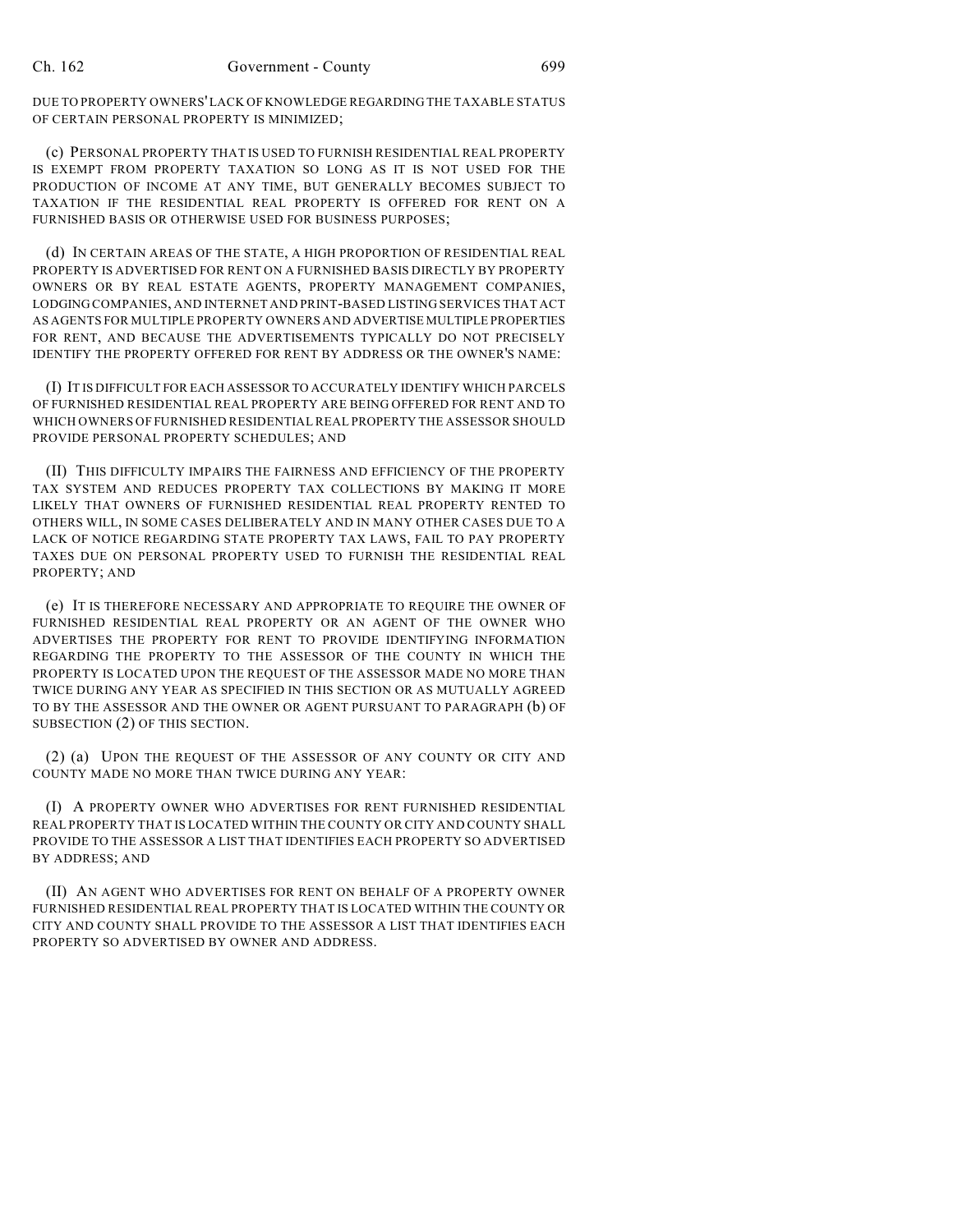DUE TO PROPERTY OWNERS' LACK OF KNOWLEDGE REGARDING THE TAXABLE STATUS OF CERTAIN PERSONAL PROPERTY IS MINIMIZED;

(c) PERSONAL PROPERTY THAT IS USED TO FURNISH RESIDENTIAL REAL PROPERTY IS EXEMPT FROM PROPERTY TAXATION SO LONG AS IT IS NOT USED FOR THE PRODUCTION OF INCOME AT ANY TIME, BUT GENERALLY BECOMES SUBJECT TO TAXATION IF THE RESIDENTIAL REAL PROPERTY IS OFFERED FOR RENT ON A FURNISHED BASIS OR OTHERWISE USED FOR BUSINESS PURPOSES;

(d) IN CERTAIN AREAS OF THE STATE, A HIGH PROPORTION OF RESIDENTIAL REAL PROPERTY IS ADVERTISED FOR RENT ON A FURNISHED BASIS DIRECTLY BY PROPERTY OWNERS OR BY REAL ESTATE AGENTS, PROPERTY MANAGEMENT COMPANIES, LODGING COMPANIES, AND INTERNET AND PRINT-BASED LISTING SERVICES THAT ACT AS AGENTS FOR MULTIPLE PROPERTY OWNERS AND ADVERTISE MULTIPLE PROPERTIES FOR RENT, AND BECAUSE THE ADVERTISEMENTS TYPICALLY DO NOT PRECISELY IDENTIFY THE PROPERTY OFFERED FOR RENT BY ADDRESS OR THE OWNER'S NAME:

(I) IT IS DIFFICULT FOR EACH ASSESSOR TO ACCURATELY IDENTIFY WHICH PARCELS OF FURNISHED RESIDENTIAL REAL PROPERTY ARE BEING OFFERED FOR RENT AND TO WHICH OWNERS OF FURNISHED RESIDENTIAL REAL PROPERTY THE ASSESSOR SHOULD PROVIDE PERSONAL PROPERTY SCHEDULES; AND

(II) THIS DIFFICULTY IMPAIRS THE FAIRNESS AND EFFICIENCY OF THE PROPERTY TAX SYSTEM AND REDUCES PROPERTY TAX COLLECTIONS BY MAKING IT MORE LIKELY THAT OWNERS OF FURNISHED RESIDENTIAL REAL PROPERTY RENTED TO OTHERS WILL, IN SOME CASES DELIBERATELY AND IN MANY OTHER CASES DUE TO A LACK OF NOTICE REGARDING STATE PROPERTY TAX LAWS, FAIL TO PAY PROPERTY TAXES DUE ON PERSONAL PROPERTY USED TO FURNISH THE RESIDENTIAL REAL PROPERTY; AND

(e) IT IS THEREFORE NECESSARY AND APPROPRIATE TO REQUIRE THE OWNER OF FURNISHED RESIDENTIAL REAL PROPERTY OR AN AGENT OF THE OWNER WHO ADVERTISES THE PROPERTY FOR RENT TO PROVIDE IDENTIFYING INFORMATION REGARDING THE PROPERTY TO THE ASSESSOR OF THE COUNTY IN WHICH THE PROPERTY IS LOCATED UPON THE REQUEST OF THE ASSESSOR MADE NO MORE THAN TWICE DURING ANY YEAR AS SPECIFIED IN THIS SECTION OR AS MUTUALLY AGREED TO BY THE ASSESSOR AND THE OWNER OR AGENT PURSUANT TO PARAGRAPH (b) OF SUBSECTION (2) OF THIS SECTION.

(2) (a) UPON THE REQUEST OF THE ASSESSOR OF ANY COUNTY OR CITY AND COUNTY MADE NO MORE THAN TWICE DURING ANY YEAR:

(I) A PROPERTY OWNER WHO ADVERTISES FOR RENT FURNISHED RESIDENTIAL REAL PROPERTY THAT IS LOCATED WITHIN THE COUNTY OR CITY AND COUNTY SHALL PROVIDE TO THE ASSESSOR A LIST THAT IDENTIFIES EACH PROPERTY SO ADVERTISED BY ADDRESS; AND

(II) AN AGENT WHO ADVERTISES FOR RENT ON BEHALF OF A PROPERTY OWNER FURNISHED RESIDENTIAL REAL PROPERTY THAT IS LOCATED WITHIN THE COUNTY OR CITY AND COUNTY SHALL PROVIDE TO THE ASSESSOR A LIST THAT IDENTIFIES EACH PROPERTY SO ADVERTISED BY OWNER AND ADDRESS.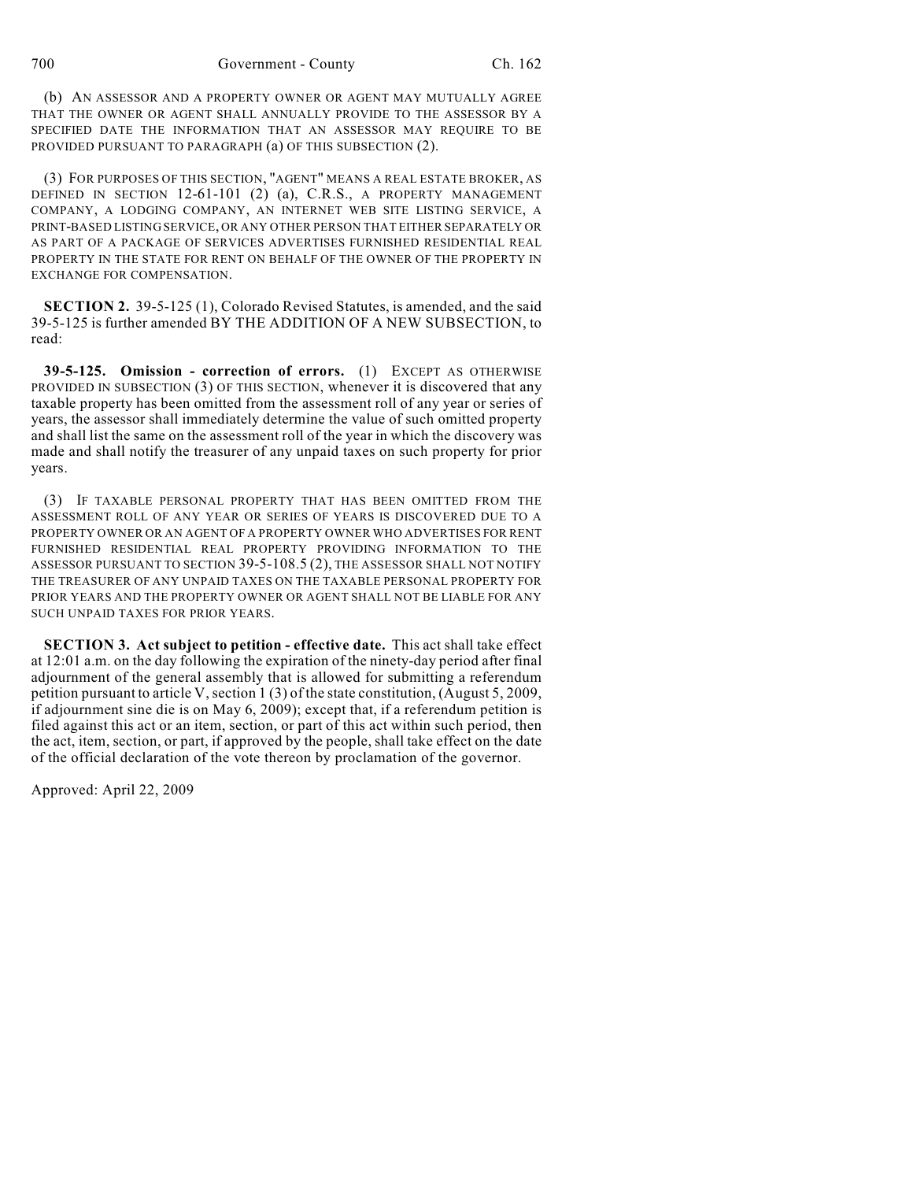(b) AN ASSESSOR AND A PROPERTY OWNER OR AGENT MAY MUTUALLY AGREE THAT THE OWNER OR AGENT SHALL ANNUALLY PROVIDE TO THE ASSESSOR BY A SPECIFIED DATE THE INFORMATION THAT AN ASSESSOR MAY REQUIRE TO BE PROVIDED PURSUANT TO PARAGRAPH (a) OF THIS SUBSECTION (2).

(3) FOR PURPOSES OF THIS SECTION, "AGENT" MEANS A REAL ESTATE BROKER, AS DEFINED IN SECTION 12-61-101 (2) (a), C.R.S., A PROPERTY MANAGEMENT COMPANY, A LODGING COMPANY, AN INTERNET WEB SITE LISTING SERVICE, A PRINT-BASED LISTING SERVICE, OR ANY OTHER PERSON THAT EITHER SEPARATELY OR AS PART OF A PACKAGE OF SERVICES ADVERTISES FURNISHED RESIDENTIAL REAL PROPERTY IN THE STATE FOR RENT ON BEHALF OF THE OWNER OF THE PROPERTY IN EXCHANGE FOR COMPENSATION.

**SECTION 2.** 39-5-125 (1), Colorado Revised Statutes, is amended, and the said 39-5-125 is further amended BY THE ADDITION OF A NEW SUBSECTION, to read:

**39-5-125. Omission - correction of errors.** (1) EXCEPT AS OTHERWISE PROVIDED IN SUBSECTION (3) OF THIS SECTION, whenever it is discovered that any taxable property has been omitted from the assessment roll of any year or series of years, the assessor shall immediately determine the value of such omitted property and shall list the same on the assessment roll of the year in which the discovery was made and shall notify the treasurer of any unpaid taxes on such property for prior years.

(3) IF TAXABLE PERSONAL PROPERTY THAT HAS BEEN OMITTED FROM THE ASSESSMENT ROLL OF ANY YEAR OR SERIES OF YEARS IS DISCOVERED DUE TO A PROPERTY OWNER OR AN AGENT OF A PROPERTY OWNER WHO ADVERTISES FOR RENT FURNISHED RESIDENTIAL REAL PROPERTY PROVIDING INFORMATION TO THE ASSESSOR PURSUANT TO SECTION 39-5-108.5 (2), THE ASSESSOR SHALL NOT NOTIFY THE TREASURER OF ANY UNPAID TAXES ON THE TAXABLE PERSONAL PROPERTY FOR PRIOR YEARS AND THE PROPERTY OWNER OR AGENT SHALL NOT BE LIABLE FOR ANY SUCH UNPAID TAXES FOR PRIOR YEARS.

**SECTION 3. Act subject to petition - effective date.** This act shall take effect at 12:01 a.m. on the day following the expiration of the ninety-day period after final adjournment of the general assembly that is allowed for submitting a referendum petition pursuant to article V, section 1 (3) of the state constitution, (August 5, 2009, if adjournment sine die is on May 6, 2009); except that, if a referendum petition is filed against this act or an item, section, or part of this act within such period, then the act, item, section, or part, if approved by the people, shall take effect on the date of the official declaration of the vote thereon by proclamation of the governor.

Approved: April 22, 2009